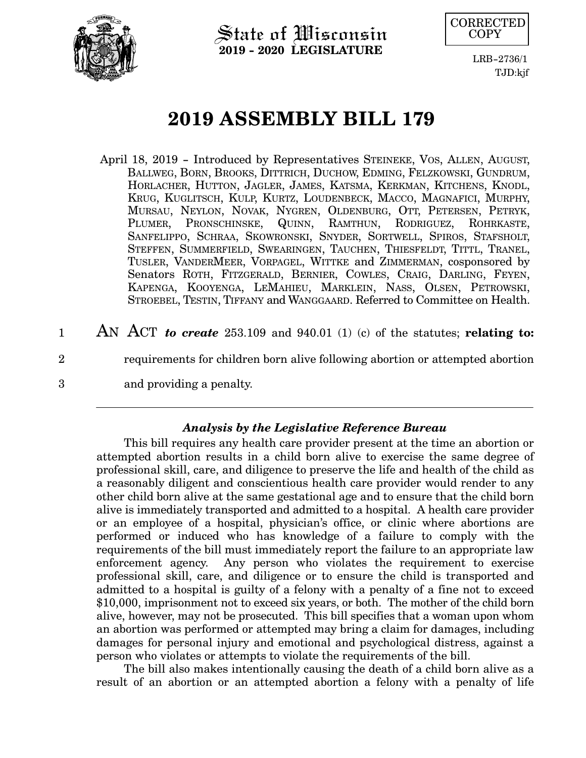State of Wisconsin
**2019 - 2020 LEGISLATURE**

CORRECTED COPY

LRB-2736/1
TJD:kjf

# 2019 ASSEMBLY BILL 179

April 18, 2019 - Introduced by Representatives STEINEKE, VOS, ALLEN, AUGUST, BALLWEG, BORN, BROOKS, DITTRICH, DUCHOW, EDMING, FELZKOWSKI, GUNDRUM, HORLACHER, HUTTON, JAGLER, JAMES, KATSMA, KERKMAN, KITCHENS, KNODL, KRUG, KUGLITSCH, KULP, KURTZ, LOUDENBECK, MACCO, MAGNAFICI, MURPHY, MURSAU, NEYLON, NOVAK, NYGREN, OLDENBURG, OTT, PETERSEN, PETRYK, PLUMER, PRONSCHINSKE, QUINN, RAMTHUN, RODRIGUEZ, ROHRKASTE, SANFELIPPO, SCHRAA, SKOWRONSKI, SNYDER, SORTWELL, SPIROS, STAFSHOLT, STEFFEN, SUMMERFIELD, SWEARINGEN, TAUCHEN, THIESFELDT, TITTL, TRANEL, TUSLER, VANDERMEER, VORPAGEL, WITTKE and ZIMMERMAN, cosponsored by Senators ROTH, FITZGERALD, BERNIER, COWLES, CRAIG, DARLING, FEYEN, KAPENGA, KOOYENGA, LEMAHIEU, MARKLEIN, NASS, OLSEN, PETROWSKI, STROEBEL, TESTIN, TIFFANY and WANGGAARD. Referred to Committee on Health.

1 AN ACT *to create* 253.109 and 940.01 (1) (c) of the statutes; **relating to:**
2 requirements for children born alive following abortion or attempted abortion
3 and providing a penalty.

---

### *Analysis by the Legislative Reference Bureau*

This bill requires any health care provider present at the time an abortion or attempted abortion results in a child born alive to exercise the same degree of professional skill, care, and diligence to preserve the life and health of the child as a reasonably diligent and conscientious health care provider would render to any other child born alive at the same gestational age and to ensure that the child born alive is immediately transported and admitted to a hospital. A health care provider or an employee of a hospital, physician's office, or clinic where abortions are performed or induced who has knowledge of a failure to comply with the requirements of the bill must immediately report the failure to an appropriate law enforcement agency. Any person who violates the requirement to exercise professional skill, care, and diligence or to ensure the child is transported and admitted to a hospital is guilty of a felony with a penalty of a fine not to exceed $10,000, imprisonment not to exceed six years, or both. The mother of the child born alive, however, may not be prosecuted. This bill specifies that a woman upon whom an abortion was performed or attempted may bring a claim for damages, including damages for personal injury and emotional and psychological distress, against a person who violates or attempts to violate the requirements of the bill.

The bill also makes intentionally causing the death of a child born alive as a result of an abortion or an attempted abortion a felony with a penalty of life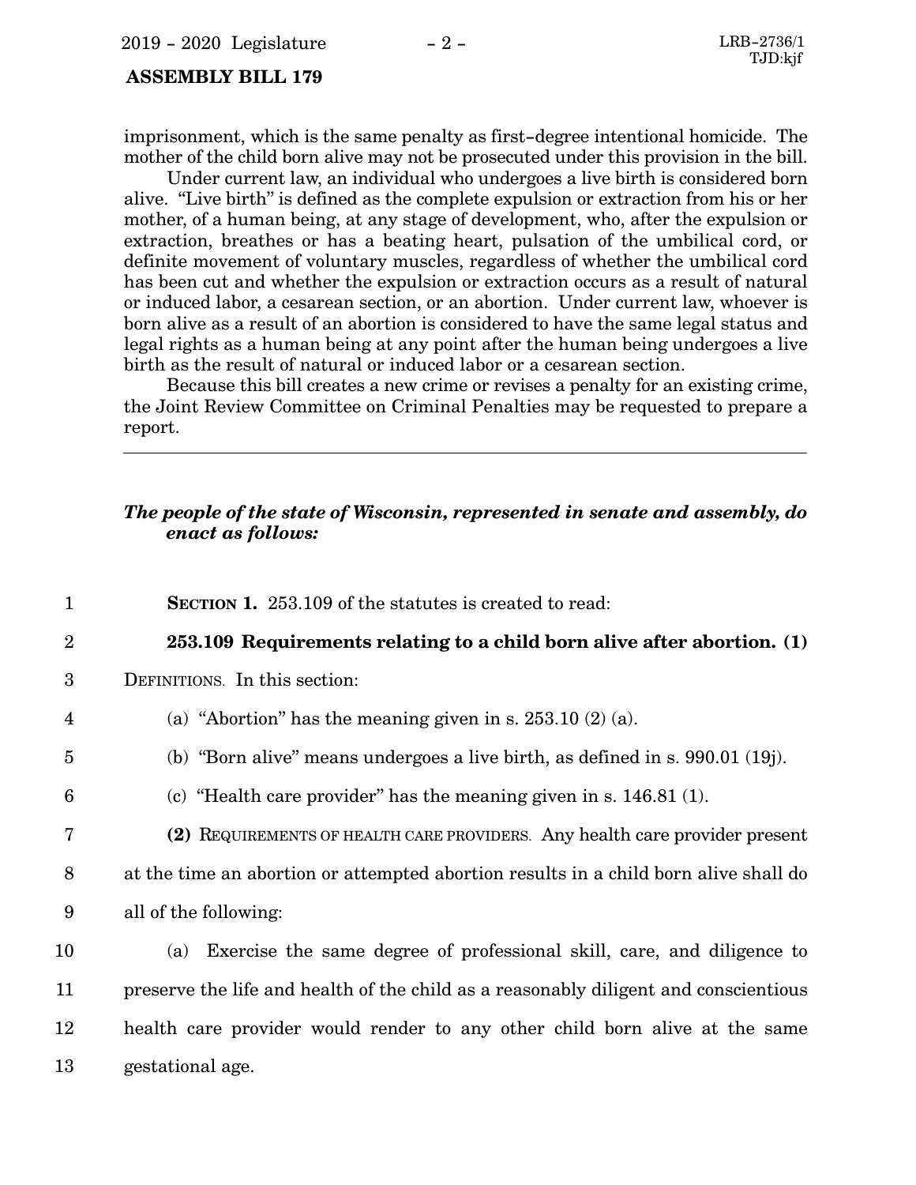imprisonment, which is the same penalty as first-degree intentional homicide. The mother of the child born alive may not be prosecuted under this provision in the bill.

Under current law, an individual who undergoes a live birth is considered born alive. "Live birth" is defined as the complete expulsion or extraction from his or her mother, of a human being, at any stage of development, who, after the expulsion or extraction, breathes or has a beating heart, pulsation of the umbilical cord, or definite movement of voluntary muscles, regardless of whether the umbilical cord has been cut and whether the expulsion or extraction occurs as a result of natural or induced labor, a cesarean section, or an abortion. Under current law, whoever is born alive as a result of an abortion is considered to have the same legal status and legal rights as a human being at any point after the human being undergoes a live birth as the result of natural or induced labor or a cesarean section.

Because this bill creates a new crime or revises a penalty for an existing crime, the Joint Review Committee on Criminal Penalties may be requested to prepare a report.

---

***The people of the state of Wisconsin, represented in senate and assembly, do enact as follows:***

**SECTION 1.** 253.109 of the statutes is created to read:

**253.109 Requirements relating to a child born alive after abortion. (1)** DEFINITIONS. In this section:

(a) "Abortion" has the meaning given in s. 253.10 (2) (a).

(b) "Born alive" means undergoes a live birth, as defined in s. 990.01 (19j).

(c) "Health care provider" has the meaning given in s. 146.81 (1).

**(2)** REQUIREMENTS OF HEALTH CARE PROVIDERS. Any health care provider present at the time an abortion or attempted abortion results in a child born alive shall do all of the following:

(a) Exercise the same degree of professional skill, care, and diligence to preserve the life and health of the child as a reasonably diligent and conscientious health care provider would render to any other child born alive at the same gestational age.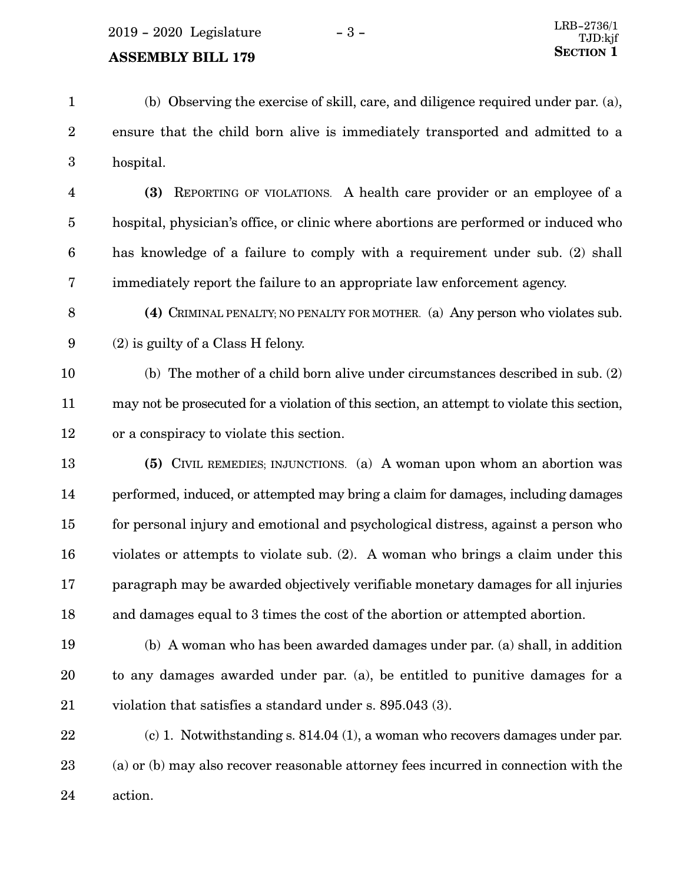(b) Observing the exercise of skill, care, and diligence required under par. (a), ensure that the child born alive is immediately transported and admitted to a hospital.

**(3)** REPORTING OF VIOLATIONS. A health care provider or an employee of a hospital, physician's office, or clinic where abortions are performed or induced who has knowledge of a failure to comply with a requirement under sub. (2) shall immediately report the failure to an appropriate law enforcement agency.

**(4)** CRIMINAL PENALTY; NO PENALTY FOR MOTHER. (a) Any person who violates sub. (2) is guilty of a Class H felony.

(b) The mother of a child born alive under circumstances described in sub. (2) may not be prosecuted for a violation of this section, an attempt to violate this section, or a conspiracy to violate this section.

**(5)** CIVIL REMEDIES; INJUNCTIONS. (a) A woman upon whom an abortion was performed, induced, or attempted may bring a claim for damages, including damages for personal injury and emotional and psychological distress, against a person who violates or attempts to violate sub. (2). A woman who brings a claim under this paragraph may be awarded objectively verifiable monetary damages for all injuries and damages equal to 3 times the cost of the abortion or attempted abortion.

(b) A woman who has been awarded damages under par. (a) shall, in addition to any damages awarded under par. (a), be entitled to punitive damages for a violation that satisfies a standard under s. 895.043 (3).

(c) 1. Notwithstanding s. 814.04 (1), a woman who recovers damages under par. (a) or (b) may also recover reasonable attorney fees incurred in connection with the action.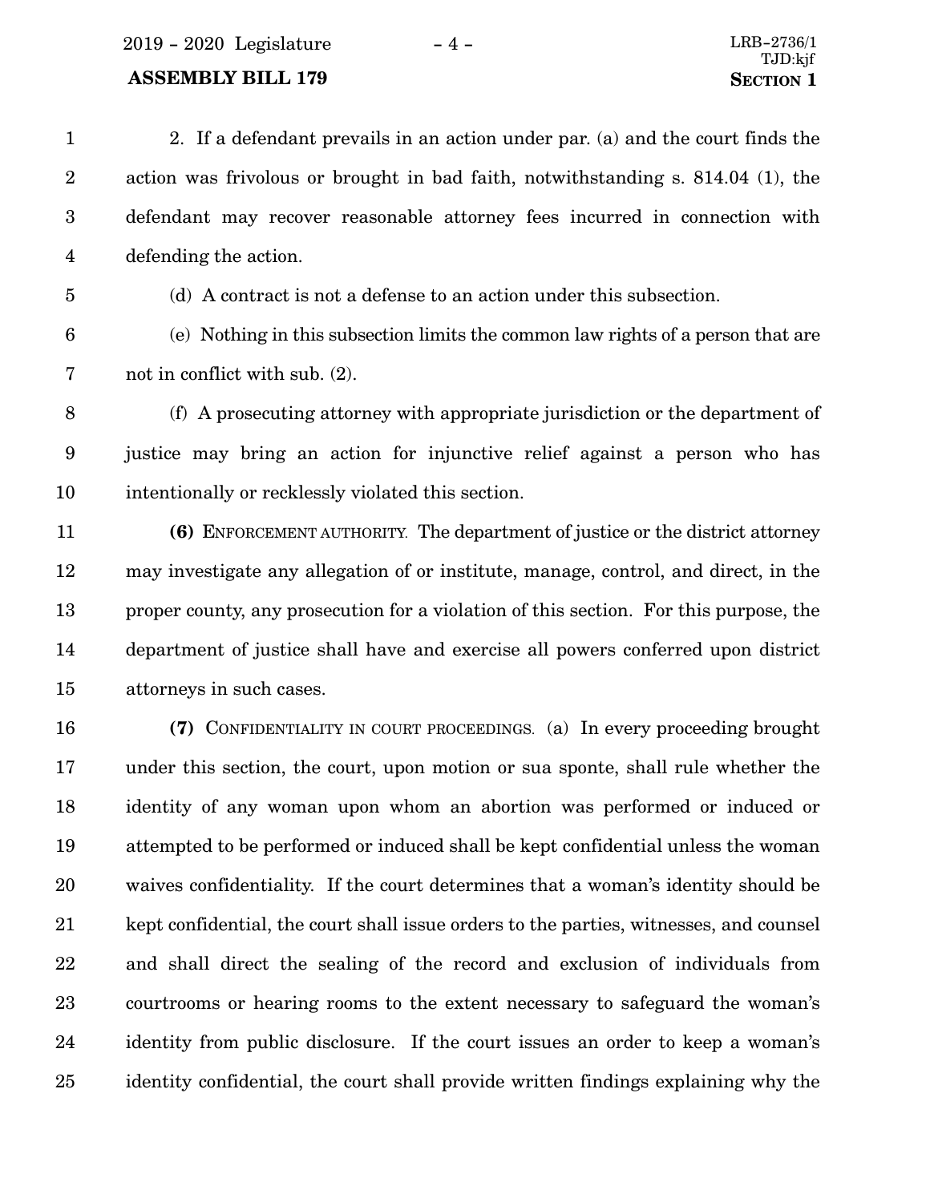2. If a defendant prevails in an action under par. (a) and the court finds the action was frivolous or brought in bad faith, notwithstanding s. 814.04 (1), the defendant may recover reasonable attorney fees incurred in connection with defending the action.

(d) A contract is not a defense to an action under this subsection.

(e) Nothing in this subsection limits the common law rights of a person that are not in conflict with sub. (2).

(f) A prosecuting attorney with appropriate jurisdiction or the department of justice may bring an action for injunctive relief against a person who has intentionally or recklessly violated this section.

**(6)** ENFORCEMENT AUTHORITY. The department of justice or the district attorney may investigate any allegation of or institute, manage, control, and direct, in the proper county, any prosecution for a violation of this section. For this purpose, the department of justice shall have and exercise all powers conferred upon district attorneys in such cases.

**(7)** CONFIDENTIALITY IN COURT PROCEEDINGS. (a) In every proceeding brought under this section, the court, upon motion or sua sponte, shall rule whether the identity of any woman upon whom an abortion was performed or induced or attempted to be performed or induced shall be kept confidential unless the woman waives confidentiality. If the court determines that a woman's identity should be kept confidential, the court shall issue orders to the parties, witnesses, and counsel and shall direct the sealing of the record and exclusion of individuals from courtrooms or hearing rooms to the extent necessary to safeguard the woman's identity from public disclosure. If the court issues an order to keep a woman's identity confidential, the court shall provide written findings explaining why the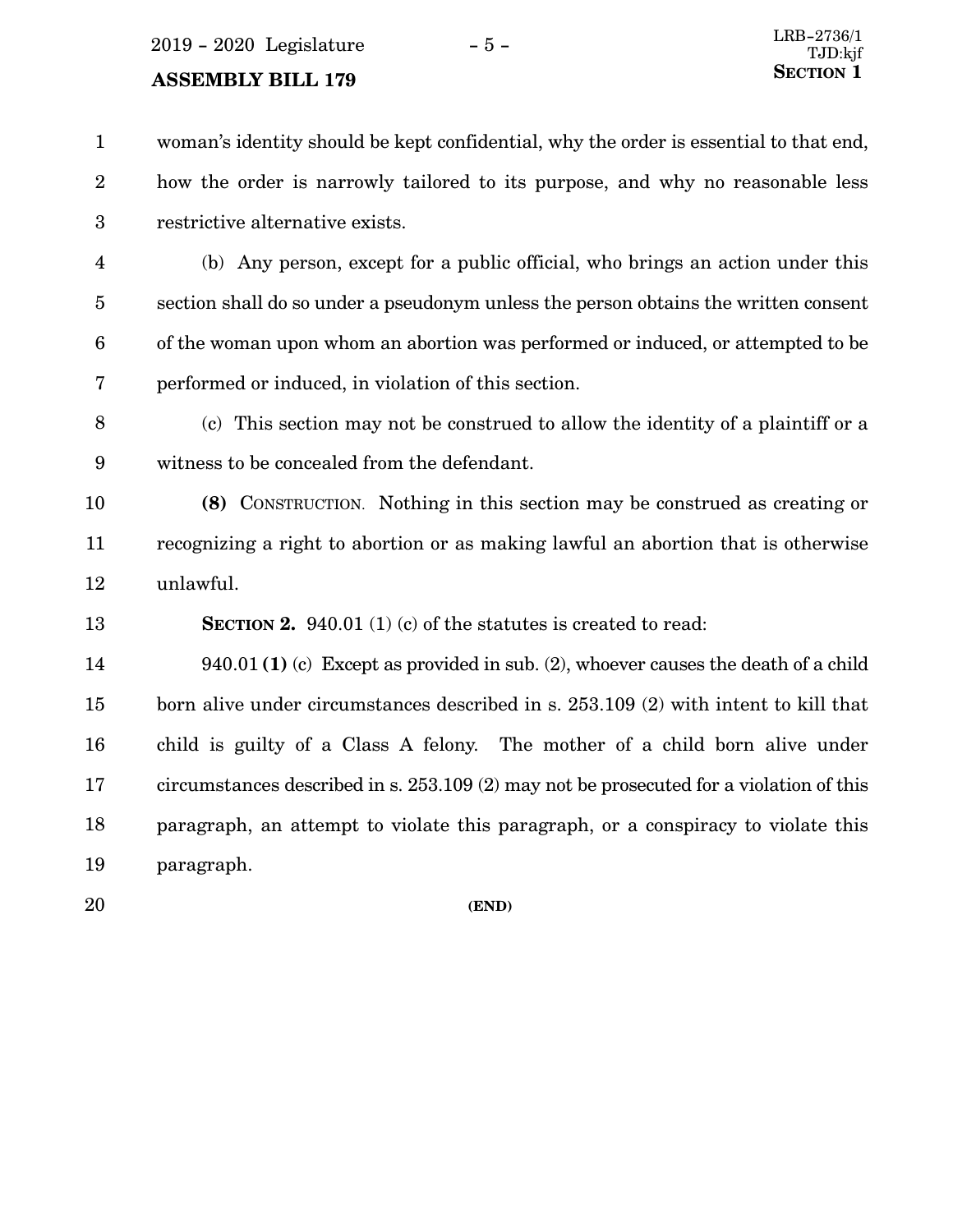woman's identity should be kept confidential, why the order is essential to that end, how the order is narrowly tailored to its purpose, and why no reasonable less restrictive alternative exists.

(b) Any person, except for a public official, who brings an action under this section shall do so under a pseudonym unless the person obtains the written consent of the woman upon whom an abortion was performed or induced, or attempted to be performed or induced, in violation of this section.

(c) This section may not be construed to allow the identity of a plaintiff or a witness to be concealed from the defendant.

**(8)** CONSTRUCTION. Nothing in this section may be construed as creating or recognizing a right to abortion or as making lawful an abortion that is otherwise unlawful.

**SECTION 2.** 940.01 (1) (c) of the statutes is created to read:

940.01 **(1)** (c) Except as provided in sub. (2), whoever causes the death of a child born alive under circumstances described in s. 253.109 (2) with intent to kill that child is guilty of a Class A felony. The mother of a child born alive under circumstances described in s. 253.109 (2) may not be prosecuted for a violation of this paragraph, an attempt to violate this paragraph, or a conspiracy to violate this paragraph.

**(END)**